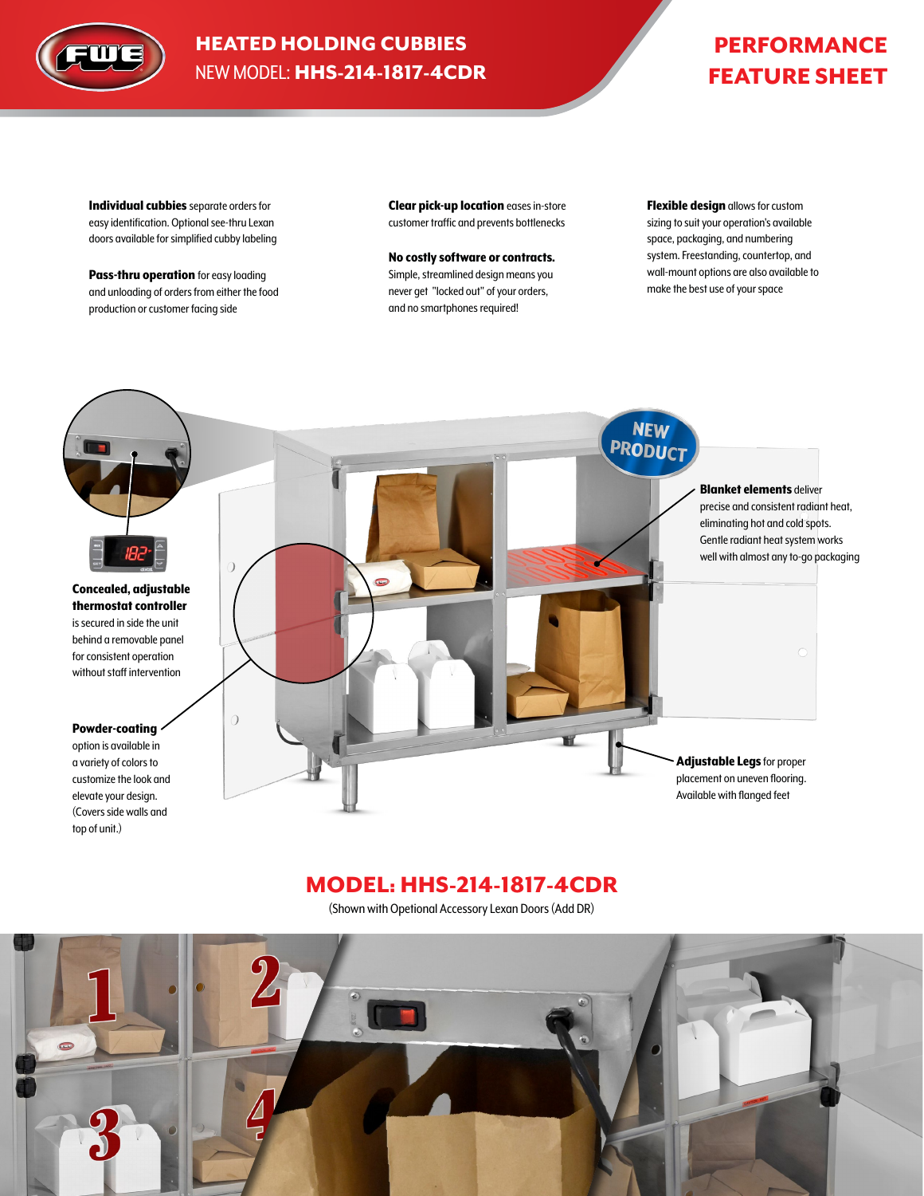# HEATED HOLDING CUBBIES

NEW MODEL: **HHS-214-1817-4CDR**

## PERFORMANCE FEATURE SHEET

**Individual cubbies** separate orders for easy identification. Optional see-thru Lexan doors available for simplified cubby labeling

**Pass-thru operation** for easy loading and unloading of orders from either the food production or customer facing side

**Clear pick-up location** eases in-store customer traffic and prevents bottlenecks

**No costly software or contracts.** Simple, streamlined design means you never get "locked out" of your orders, and no smartphones required!

**Flexible design** allows for custom sizing to suit your operation's available space, packaging, and numbering system. Freestanding, countertop, and wall-mount options are also available to make the best use of your space

NEW PRODUCT

**Concealed, adjustable thermostat controller** is secured in side the unit behind a removable panel for consistent operation without staff intervention

**Powder-coating** option is available in a variety of colors to customize the look and elevate your design. (Covers side walls and top of unit.)

**Blanket elements** deliver precise and consistent radiant heat, eliminating hot and cold spots. Gentle radiant heat system works well with almost any to-go packaging

**Adjustable Legs** for proper placement on uneven flooring. Available with flanged feet

## MODEL: HHS-214-1817-4CDR

(Shown with Opetional Accessory Lexan Doors (Add DR)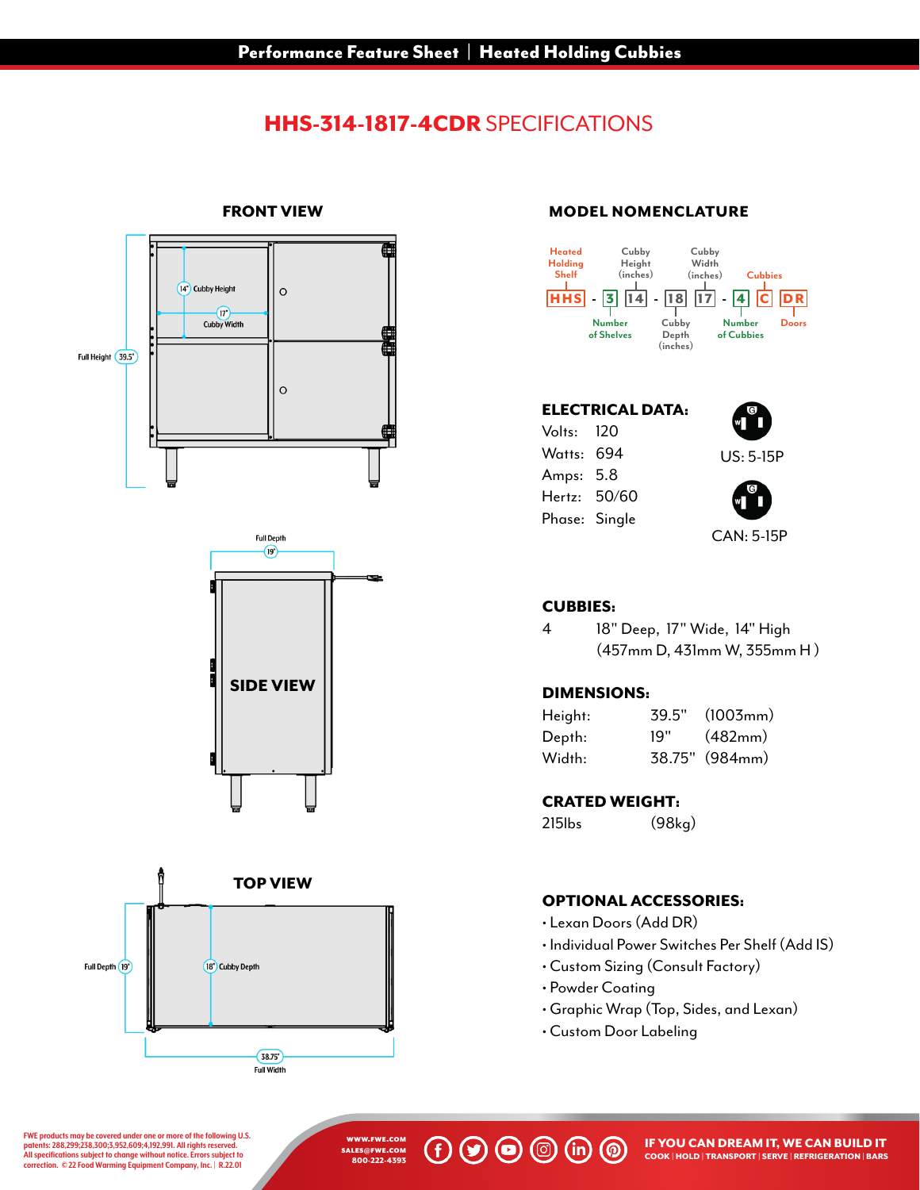# HHS-314-1817-4CDR SPECIFICATIONS

## FRONT VIEW

14" Cubby Height

17" Cubby Width

Full Height 39.5"

Full Depth 19"

## SIDE VIEW

## TOP VIEW

Full Depth 19"

18" Cubby Depth

38.75" Full Width

## MODEL NOMENCLATURE

HHS - 3 14 - 18 17 - 4 C DR

- HHS: Heated Holding Shelf
- 3: Number of Shelves
- 14: Cubby Height (inches)
- 18: Cubby Depth (inches)
- 17: Cubby Width (inches)
- 4: Number of Cubbies
- C: Cubbies
- DR: Doors

## ELECTRICAL DATA:

Volts: 120
Watts: 694
Amps: 5.8
Hertz: 50/60
Phase: Single

US: 5-15P

CAN: 5-15P

## CUBBIES:

4 — 18" Deep, 17" Wide, 14" High (457mm D, 431mm W, 355mm H )

## DIMENSIONS:

| | | |
|---|---|---|
| Height: | 39.5" | (1003mm) |
| Depth: | 19" | (482mm) |
| Width: | 38.75" | (984mm) |

## CRATED WEIGHT:

215lbs (98kg)

## OPTIONAL ACCESSORIES:

- Lexan Doors (Add DR)
- Individual Power Switches Per Shelf (Add IS)
- Custom Sizing (Consult Factory)
- Powder Coating
- Graphic Wrap (Top, Sides, and Lexan)
- Custom Door Labeling

FWE products may be covered under one or more of the following U.S. patents: 288,299;238,300;3,952,609;4,192,991. All rights reserved. All specifications subject to change without notice. Errors subject to correction. © 22 Food Warming Equipment Company, Inc. | R.22.01

WWW.FWE.COM
SALES@FWE.COM
800-222-4393

IF YOU CAN DREAM IT, WE CAN BUILD IT
COOK | HOLD | TRANSPORT | SERVE | REFRIGERATION | BARS